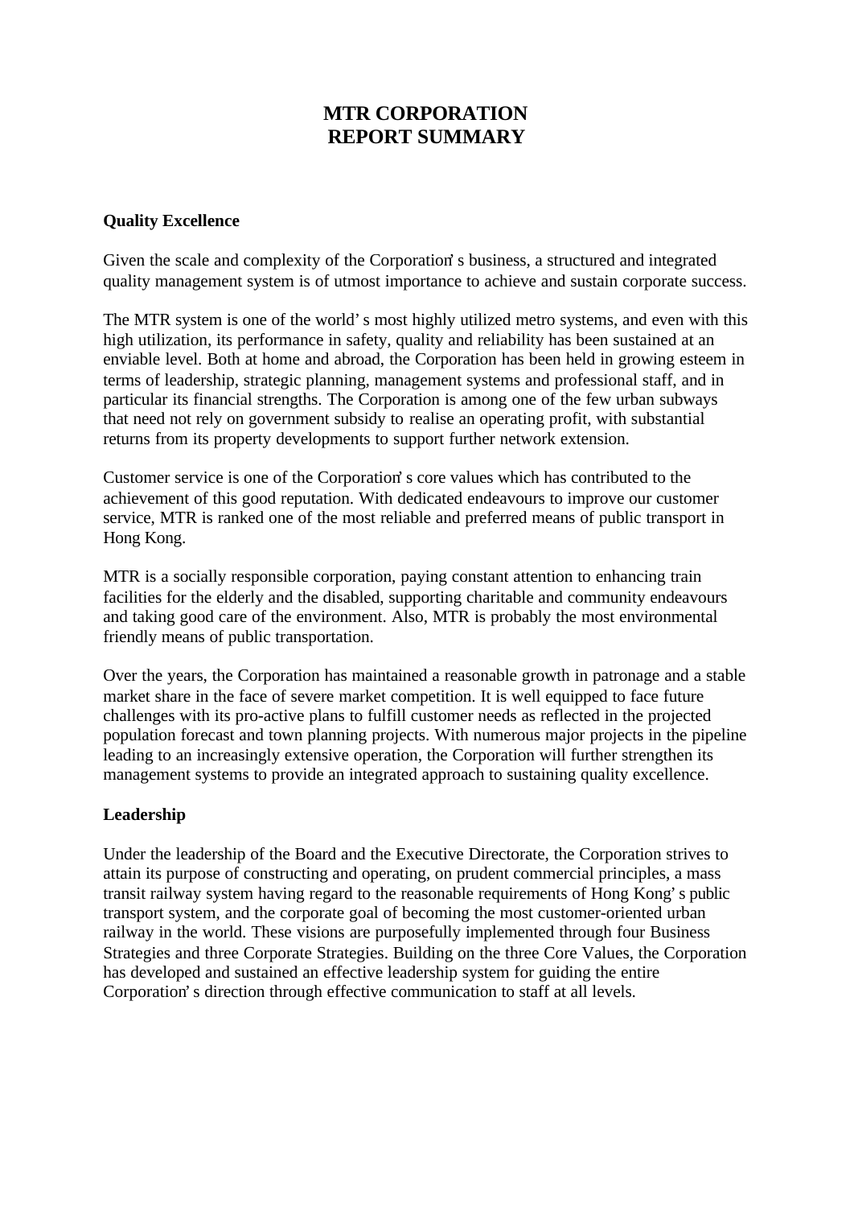# MTR CORPORATION
# REPORT SUMMARY

## Quality Excellence

Given the scale and complexity of the Corporation's business, a structured and integrated quality management system is of utmost importance to achieve and sustain corporate success.

The MTR system is one of the world's most highly utilized metro systems, and even with this high utilization, its performance in safety, quality and reliability has been sustained at an enviable level. Both at home and abroad, the Corporation has been held in growing esteem in terms of leadership, strategic planning, management systems and professional staff, and in particular its financial strengths. The Corporation is among one of the few urban subways that need not rely on government subsidy to realise an operating profit, with substantial returns from its property developments to support further network extension.

Customer service is one of the Corporation's core values which has contributed to the achievement of this good reputation. With dedicated endeavours to improve our customer service, MTR is ranked one of the most reliable and preferred means of public transport in Hong Kong.

MTR is a socially responsible corporation, paying constant attention to enhancing train facilities for the elderly and the disabled, supporting charitable and community endeavours and taking good care of the environment. Also, MTR is probably the most environmental friendly means of public transportation.

Over the years, the Corporation has maintained a reasonable growth in patronage and a stable market share in the face of severe market competition. It is well equipped to face future challenges with its pro-active plans to fulfill customer needs as reflected in the projected population forecast and town planning projects. With numerous major projects in the pipeline leading to an increasingly extensive operation, the Corporation will further strengthen its management systems to provide an integrated approach to sustaining quality excellence.

## Leadership

Under the leadership of the Board and the Executive Directorate, the Corporation strives to attain its purpose of constructing and operating, on prudent commercial principles, a mass transit railway system having regard to the reasonable requirements of Hong Kong's public transport system, and the corporate goal of becoming the most customer-oriented urban railway in the world. These visions are purposefully implemented through four Business Strategies and three Corporate Strategies. Building on the three Core Values, the Corporation has developed and sustained an effective leadership system for guiding the entire Corporation's direction through effective communication to staff at all levels.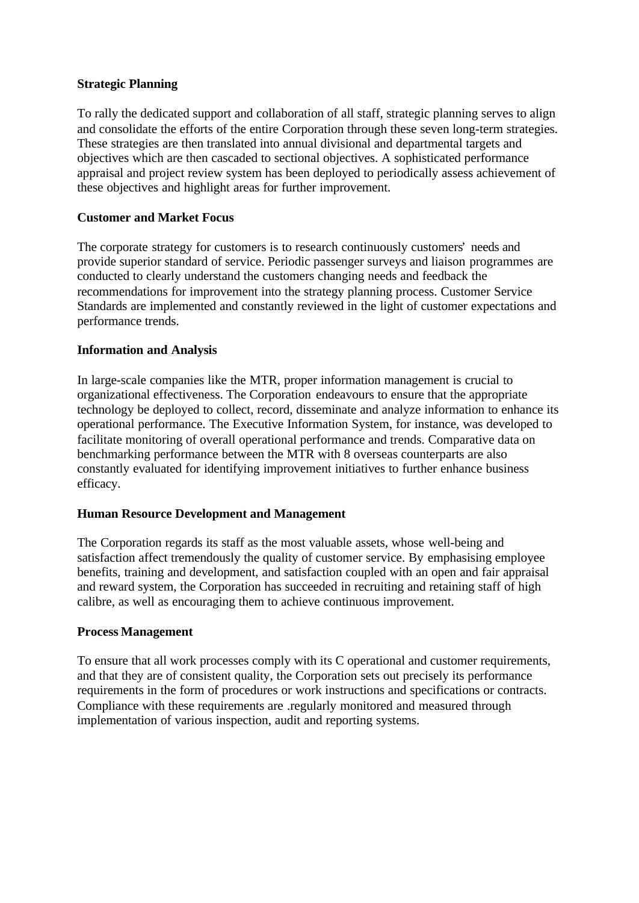**Strategic Planning**

To rally the dedicated support and collaboration of all staff, strategic planning serves to align and consolidate the efforts of the entire Corporation through these seven long-term strategies. These strategies are then translated into annual divisional and departmental targets and objectives which are then cascaded to sectional objectives. A sophisticated performance appraisal and project review system has been deployed to periodically assess achievement of these objectives and highlight areas for further improvement.

**Customer and Market Focus**

The corporate strategy for customers is to research continuously customers' needs and provide superior standard of service. Periodic passenger surveys and liaison programmes are conducted to clearly understand the customers changing needs and feedback the recommendations for improvement into the strategy planning process. Customer Service Standards are implemented and constantly reviewed in the light of customer expectations and performance trends.

**Information and Analysis**

In large-scale companies like the MTR, proper information management is crucial to organizational effectiveness. The Corporation endeavours to ensure that the appropriate technology be deployed to collect, record, disseminate and analyze information to enhance its operational performance. The Executive Information System, for instance, was developed to facilitate monitoring of overall operational performance and trends. Comparative data on benchmarking performance between the MTR with 8 overseas counterparts are also constantly evaluated for identifying improvement initiatives to further enhance business efficacy.

**Human Resource Development and Management**

The Corporation regards its staff as the most valuable assets, whose well-being and satisfaction affect tremendously the quality of customer service. By emphasising employee benefits, training and development, and satisfaction coupled with an open and fair appraisal and reward system, the Corporation has succeeded in recruiting and retaining staff of high calibre, as well as encouraging them to achieve continuous improvement.

**Process Management**

To ensure that all work processes comply with its C operational and customer requirements, and that they are of consistent quality, the Corporation sets out precisely its performance requirements in the form of procedures or work instructions and specifications or contracts. Compliance with these requirements are .regularly monitored and measured through implementation of various inspection, audit and reporting systems.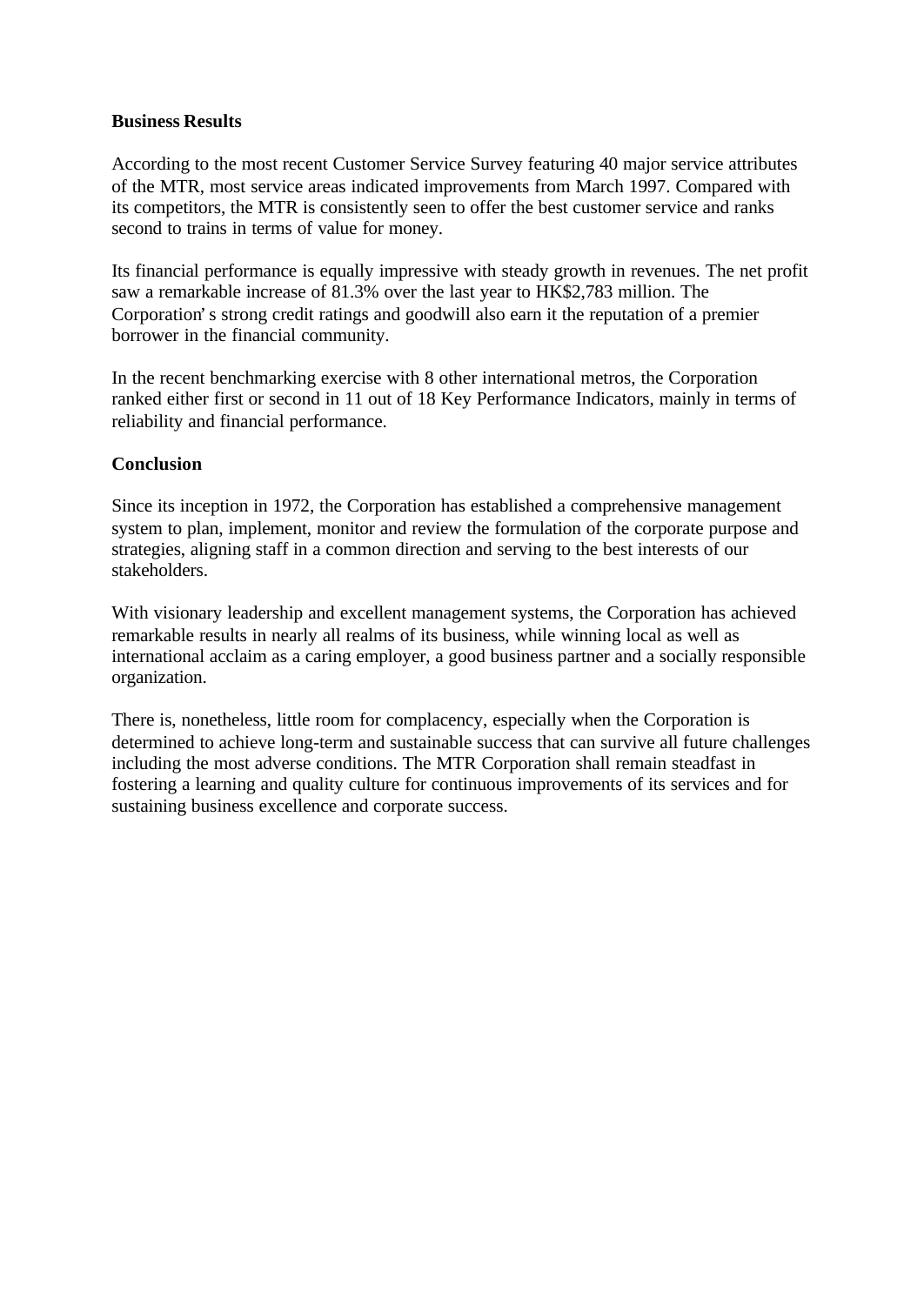**Business Results**

According to the most recent Customer Service Survey featuring 40 major service attributes of the MTR, most service areas indicated improvements from March 1997. Compared with its competitors, the MTR is consistently seen to offer the best customer service and ranks second to trains in terms of value for money.

Its financial performance is equally impressive with steady growth in revenues. The net profit saw a remarkable increase of 81.3% over the last year to HK$2,783 million. The Corporation's strong credit ratings and goodwill also earn it the reputation of a premier borrower in the financial community.

In the recent benchmarking exercise with 8 other international metros, the Corporation ranked either first or second in 11 out of 18 Key Performance Indicators, mainly in terms of reliability and financial performance.

**Conclusion**

Since its inception in 1972, the Corporation has established a comprehensive management system to plan, implement, monitor and review the formulation of the corporate purpose and strategies, aligning staff in a common direction and serving to the best interests of our stakeholders.

With visionary leadership and excellent management systems, the Corporation has achieved remarkable results in nearly all realms of its business, while winning local as well as international acclaim as a caring employer, a good business partner and a socially responsible organization.

There is, nonetheless, little room for complacency, especially when the Corporation is determined to achieve long-term and sustainable success that can survive all future challenges including the most adverse conditions. The MTR Corporation shall remain steadfast in fostering a learning and quality culture for continuous improvements of its services and for sustaining business excellence and corporate success.